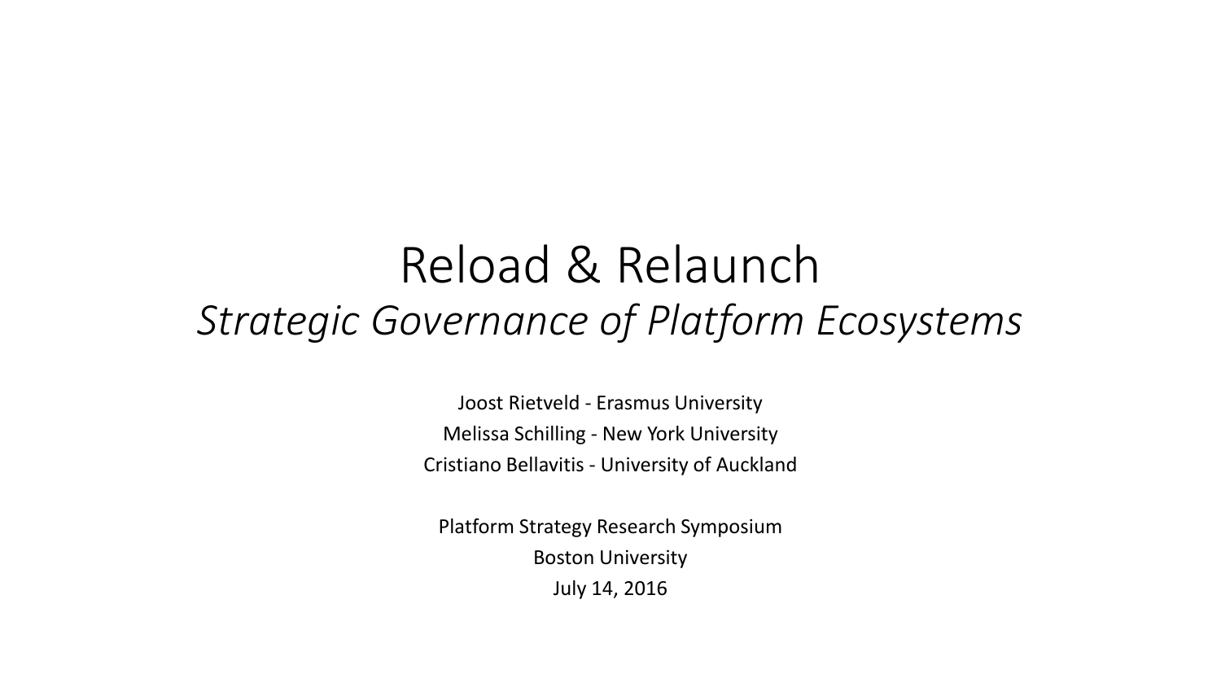# Reload & Relaunch

## *Strategic Governance of Platform Ecosystems*

Joost Rietveld - Erasmus University

Melissa Schilling - New York University

Cristiano Bellavitis - University of Auckland

Platform Strategy Research Symposium

Boston University

July 14, 2016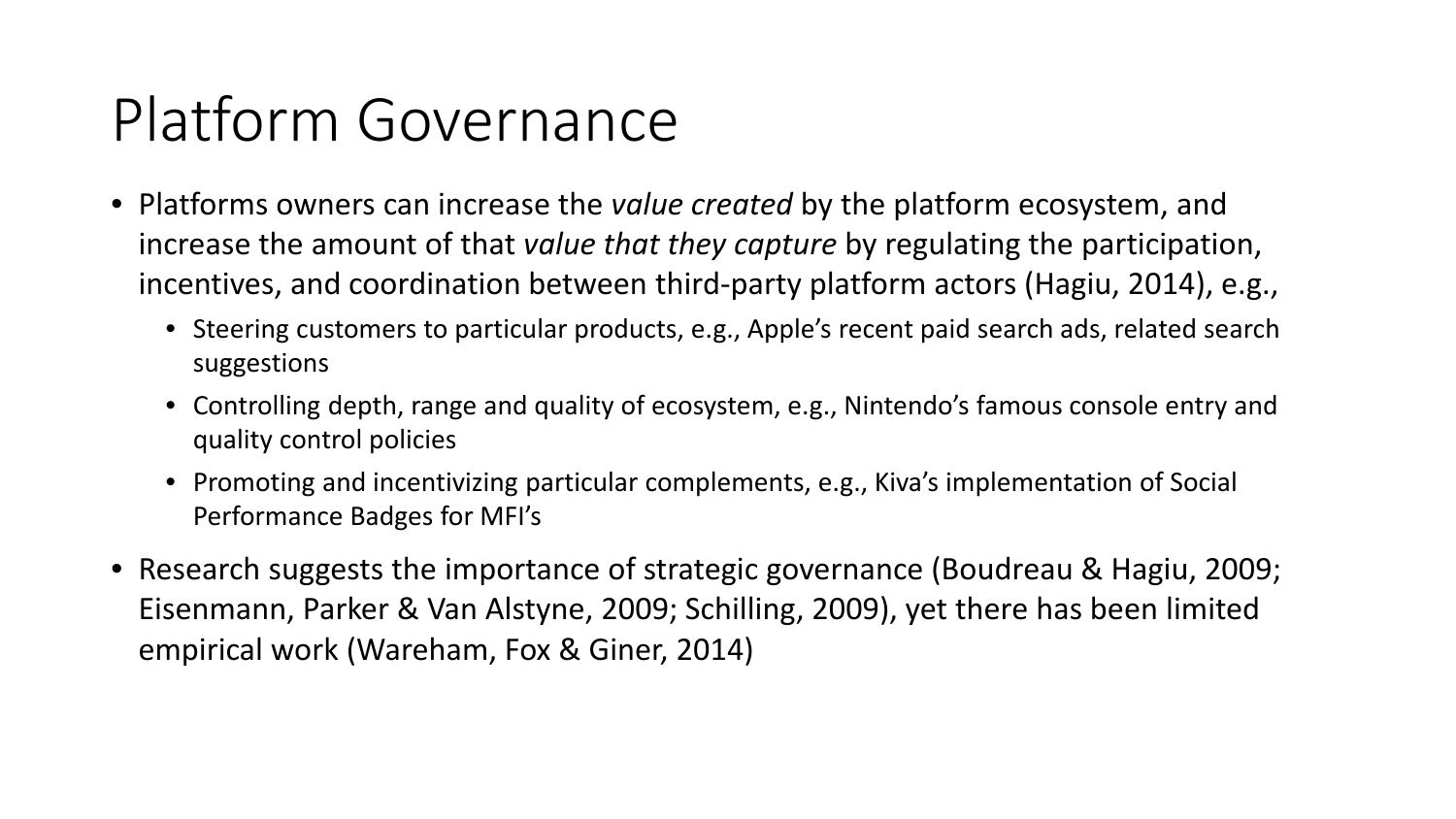# Platform Governance

- Platforms owners can increase the *value created* by the platform ecosystem, and increase the amount of that *value that they capture* by regulating the participation, incentives, and coordination between third-party platform actors (Hagiu, 2014), e.g.,
  - Steering customers to particular products, e.g., Apple's recent paid search ads, related search suggestions
  - Controlling depth, range and quality of ecosystem, e.g., Nintendo's famous console entry and quality control policies
  - Promoting and incentivizing particular complements, e.g., Kiva's implementation of Social Performance Badges for MFI's
- Research suggests the importance of strategic governance (Boudreau & Hagiu, 2009; Eisenmann, Parker & Van Alstyne, 2009; Schilling, 2009), yet there has been limited empirical work (Wareham, Fox & Giner, 2014)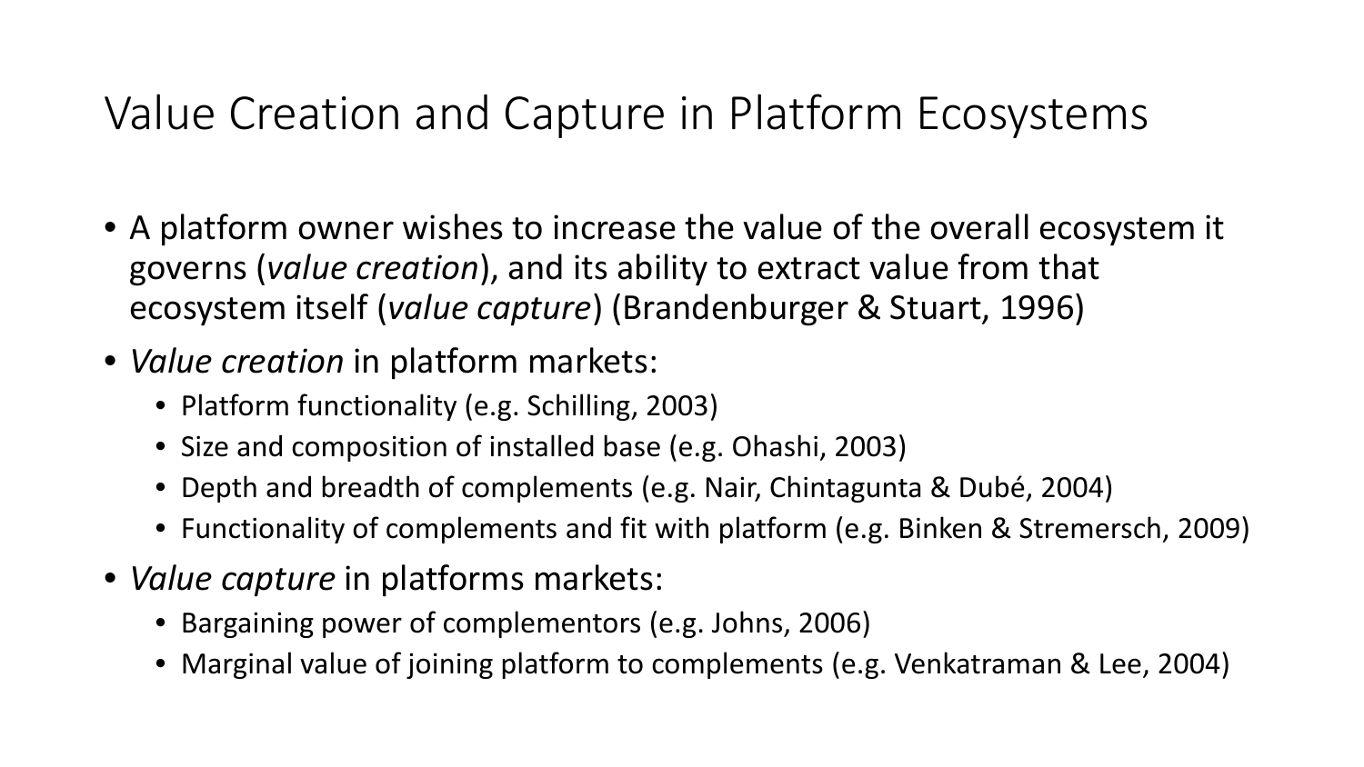# Value Creation and Capture in Platform Ecosystems

- A platform owner wishes to increase the value of the overall ecosystem it governs (*value creation*), and its ability to extract value from that ecosystem itself (*value capture*) (Brandenburger & Stuart, 1996)
- *Value creation* in platform markets:
  - Platform functionality (e.g. Schilling, 2003)
  - Size and composition of installed base (e.g. Ohashi, 2003)
  - Depth and breadth of complements (e.g. Nair, Chintagunta & Dubé, 2004)
  - Functionality of complements and fit with platform (e.g. Binken & Stremersch, 2009)
- *Value capture* in platforms markets:
  - Bargaining power of complementors (e.g. Johns, 2006)
  - Marginal value of joining platform to complements (e.g. Venkatraman & Lee, 2004)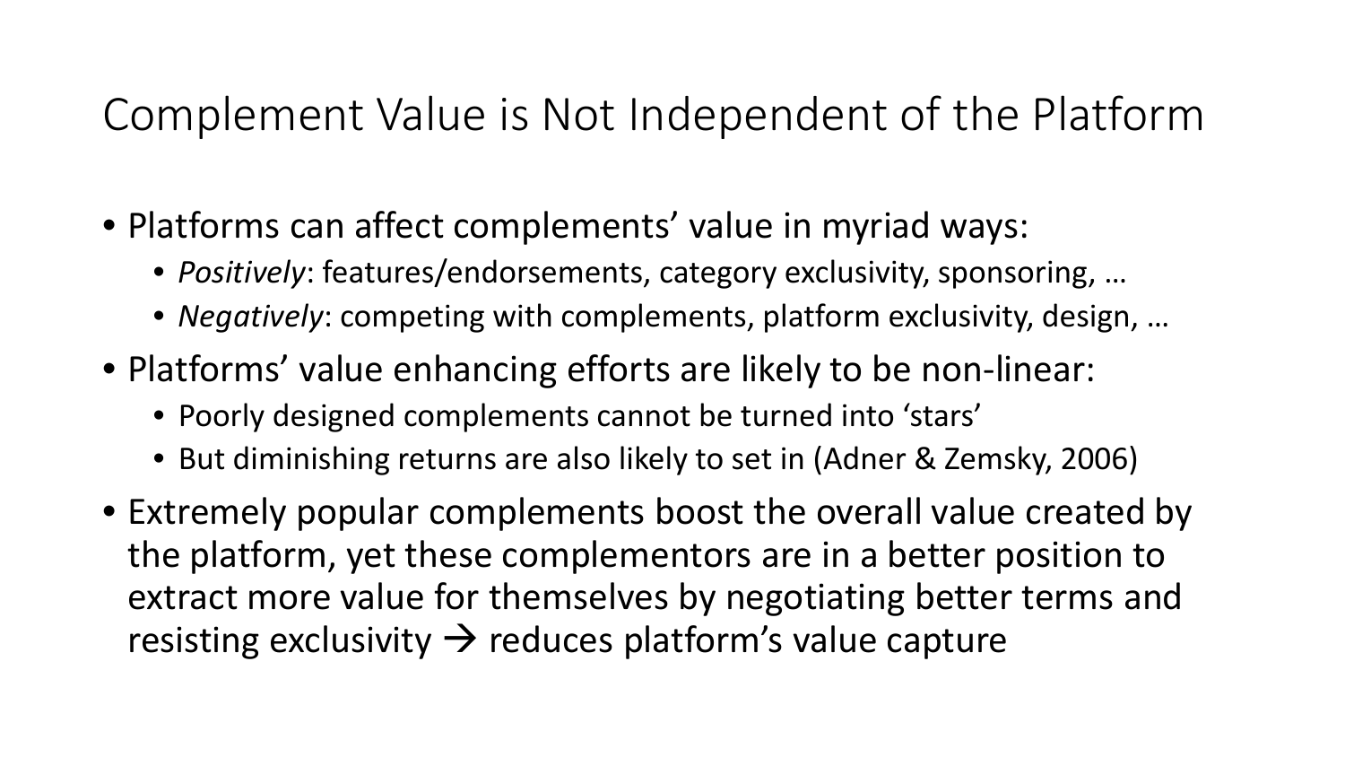# Complement Value is Not Independent of the Platform

- Platforms can affect complements' value in myriad ways:
  - *Positively*: features/endorsements, category exclusivity, sponsoring, …
  - *Negatively*: competing with complements, platform exclusivity, design, …
- Platforms' value enhancing efforts are likely to be non-linear:
  - Poorly designed complements cannot be turned into 'stars'
  - But diminishing returns are also likely to set in (Adner & Zemsky, 2006)
- Extremely popular complements boost the overall value created by the platform, yet these complementors are in a better position to extract more value for themselves by negotiating better terms and resisting exclusivity → reduces platform's value capture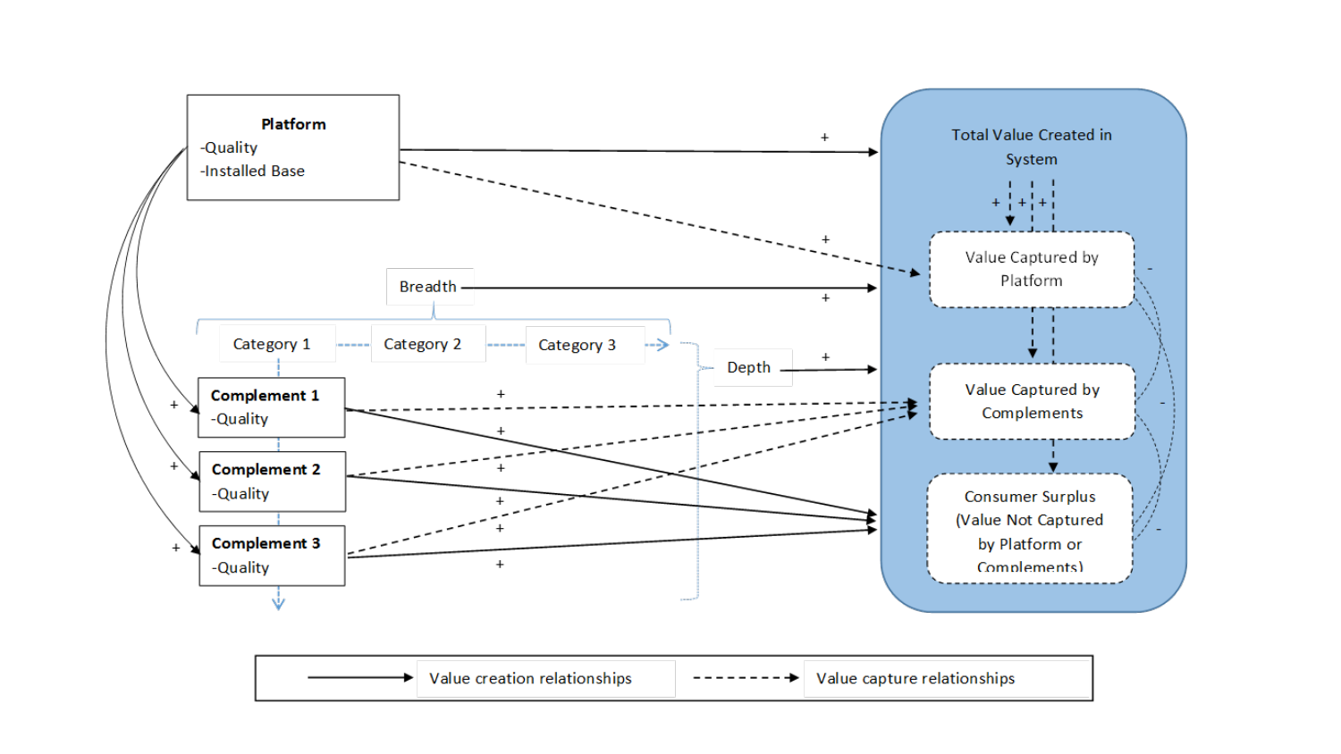**Platform**
-Quality
-Installed Base

Breadth

Category 1 | Category 2 | Category 3

Depth

**Complement 1**
-Quality

**Complement 2**
-Quality

**Complement 3**
-Quality

Total Value Created in System

Value Captured by Platform

Value Captured by Complements

Consumer Surplus (Value Not Captured by Platform or Complements)

| Value creation relationships | Value capture relationships |
| --- | --- |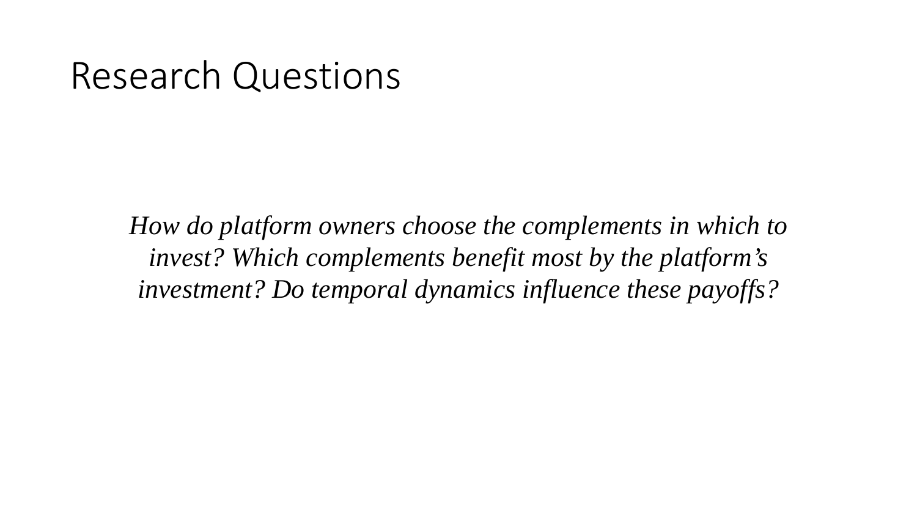# Research Questions

*How do platform owners choose the complements in which to invest? Which complements benefit most by the platform's investment? Do temporal dynamics influence these payoffs?*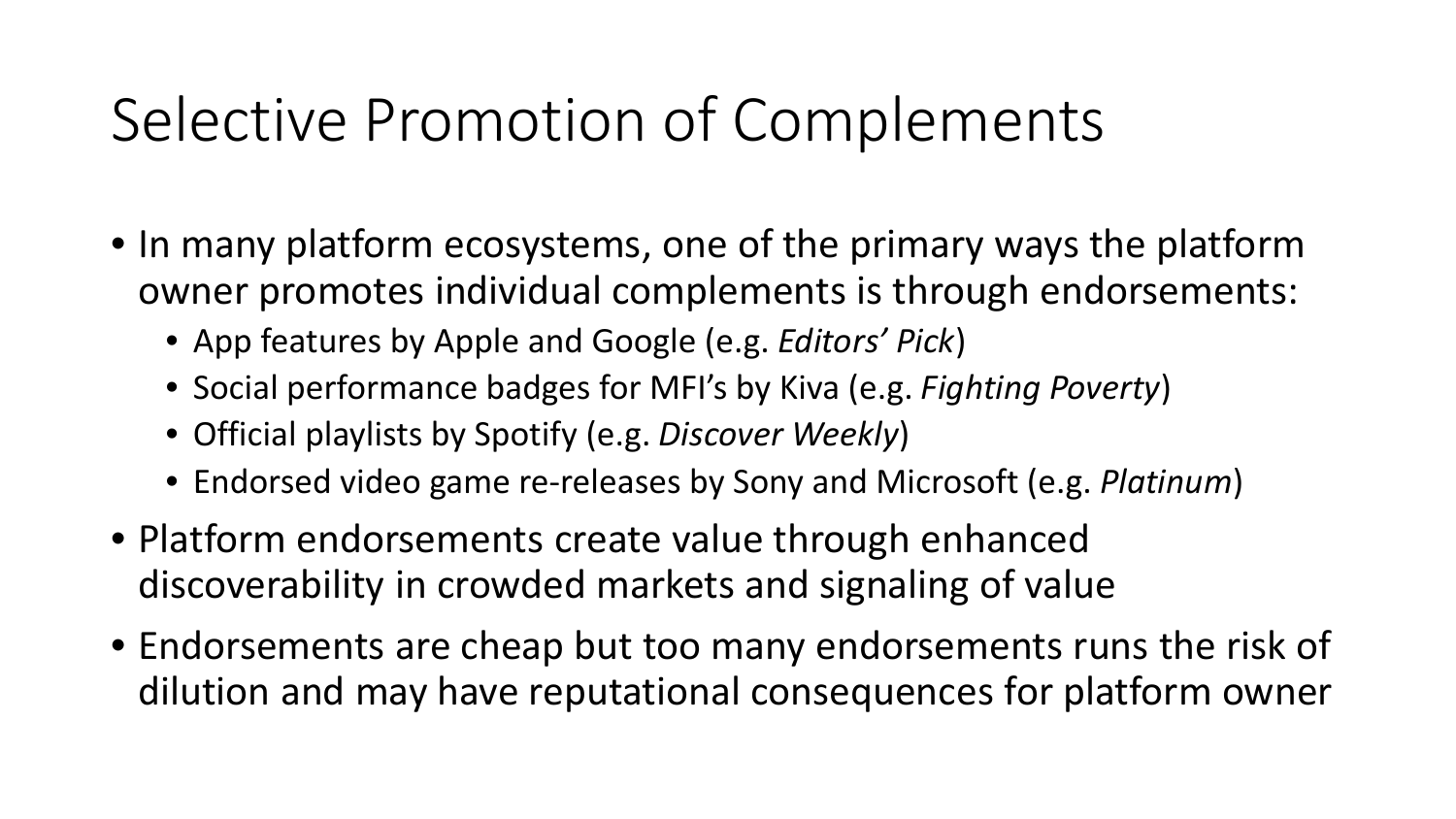# Selective Promotion of Complements

- In many platform ecosystems, one of the primary ways the platform owner promotes individual complements is through endorsements:
  - App features by Apple and Google (e.g. *Editors' Pick*)
  - Social performance badges for MFI's by Kiva (e.g. *Fighting Poverty*)
  - Official playlists by Spotify (e.g. *Discover Weekly*)
  - Endorsed video game re-releases by Sony and Microsoft (e.g. *Platinum*)
- Platform endorsements create value through enhanced discoverability in crowded markets and signaling of value
- Endorsements are cheap but too many endorsements runs the risk of dilution and may have reputational consequences for platform owner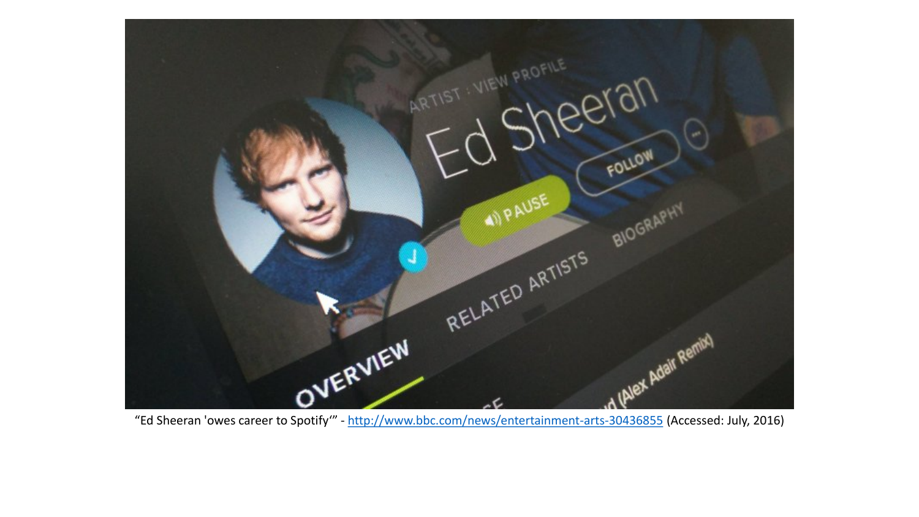"Ed Sheeran 'owes career to Spotify'" - http://www.bbc.com/news/entertainment-arts-30436855 (Accessed: July, 2016)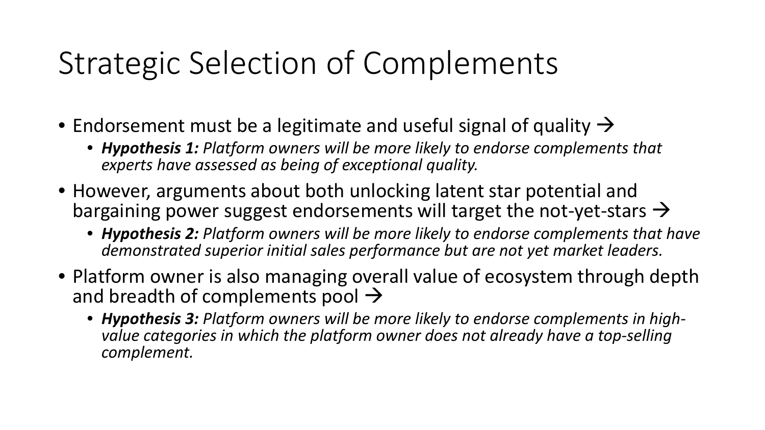# Strategic Selection of Complements

- Endorsement must be a legitimate and useful signal of quality →
  - ***Hypothesis 1:*** *Platform owners will be more likely to endorse complements that experts have assessed as being of exceptional quality.*
- However, arguments about both unlocking latent star potential and bargaining power suggest endorsements will target the not-yet-stars →
  - ***Hypothesis 2:*** *Platform owners will be more likely to endorse complements that have demonstrated superior initial sales performance but are not yet market leaders.*
- Platform owner is also managing overall value of ecosystem through depth and breadth of complements pool →
  - ***Hypothesis 3:*** *Platform owners will be more likely to endorse complements in high-value categories in which the platform owner does not already have a top-selling complement.*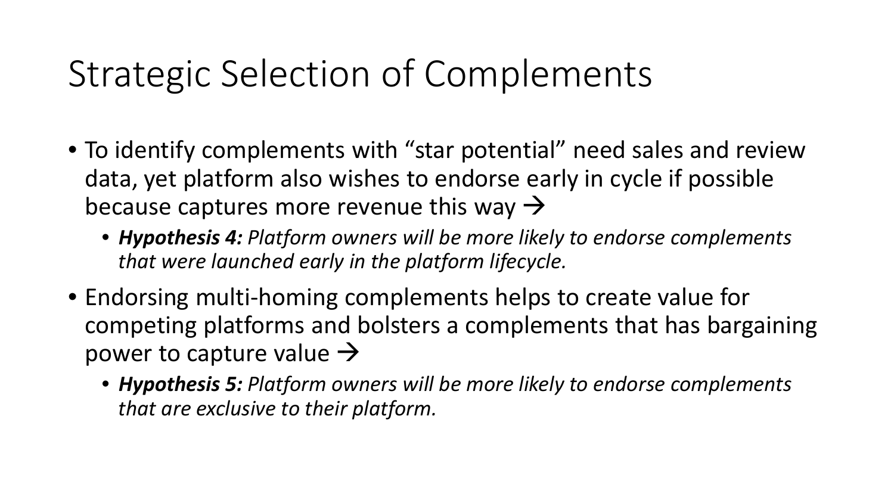# Strategic Selection of Complements

- To identify complements with "star potential" need sales and review data, yet platform also wishes to endorse early in cycle if possible because captures more revenue this way →
  - ***Hypothesis 4:*** *Platform owners will be more likely to endorse complements that were launched early in the platform lifecycle.*
- Endorsing multi-homing complements helps to create value for competing platforms and bolsters a complements that has bargaining power to capture value →
  - ***Hypothesis 5:*** *Platform owners will be more likely to endorse complements that are exclusive to their platform.*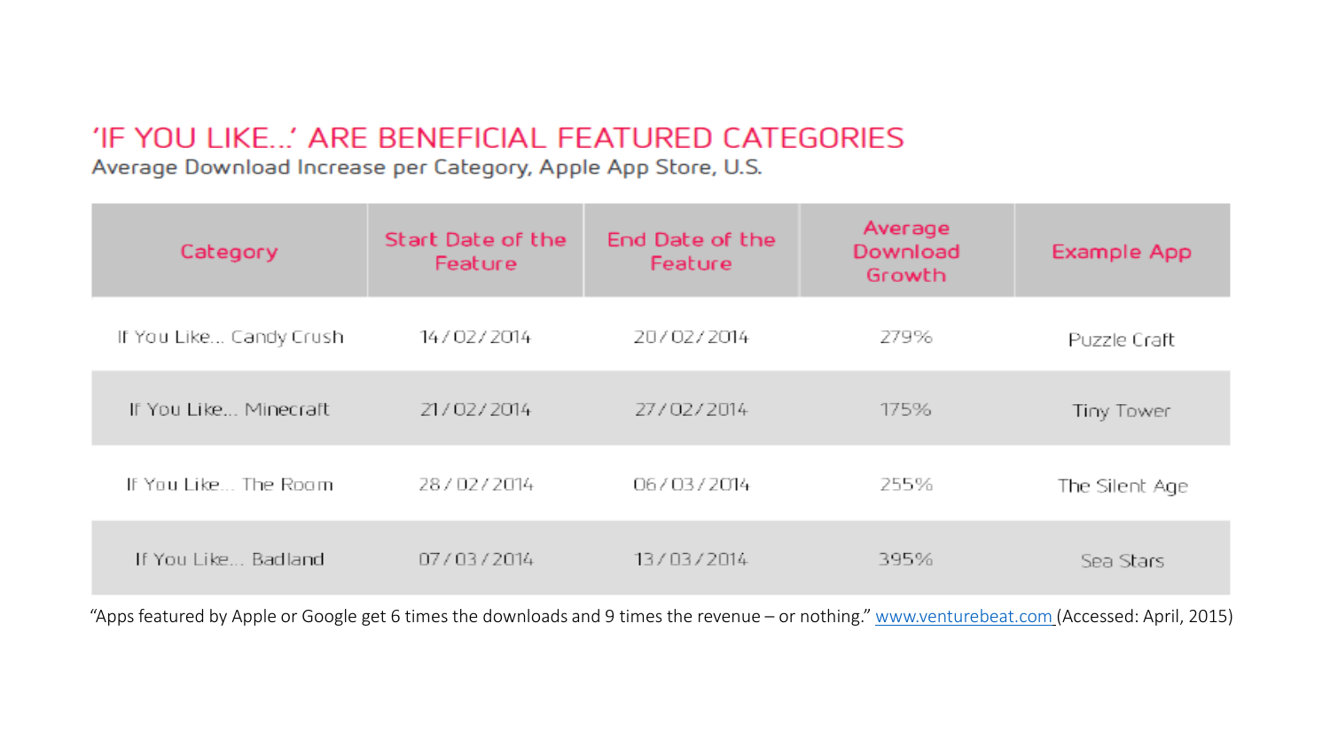## 'IF YOU LIKE...' ARE BENEFICIAL FEATURED CATEGORIES

Average Download Increase per Category, Apple App Store, U.S.

| Category | Start Date of the Feature | End Date of the Feature | Average Download Growth | Example App |
|---|---|---|---|---|
| If You Like... Candy Crush | 14/02/2014 | 20/02/2014 | 279% | Puzzle Craft |
| If You Like... Minecraft | 21/02/2014 | 27/02/2014 | 175% | Tiny Tower |
| If You Like... The Room | 28/02/2014 | 06/03/2014 | 255% | The Silent Age |
| If You Like... Badland | 07/03/2014 | 13/03/2014 | 395% | Sea Stars |

"Apps featured by Apple or Google get 6 times the downloads and 9 times the revenue – or nothing." www.venturebeat.com (Accessed: April, 2015)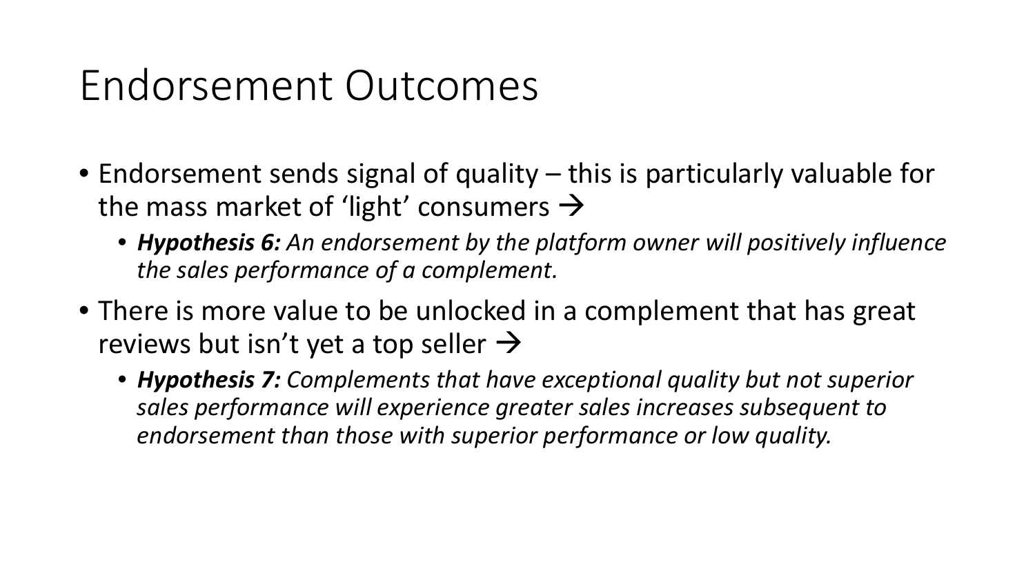# Endorsement Outcomes

- Endorsement sends signal of quality – this is particularly valuable for the mass market of 'light' consumers →
  - ***Hypothesis 6:*** *An endorsement by the platform owner will positively influence the sales performance of a complement.*
- There is more value to be unlocked in a complement that has great reviews but isn't yet a top seller →
  - ***Hypothesis 7:*** *Complements that have exceptional quality but not superior sales performance will experience greater sales increases subsequent to endorsement than those with superior performance or low quality.*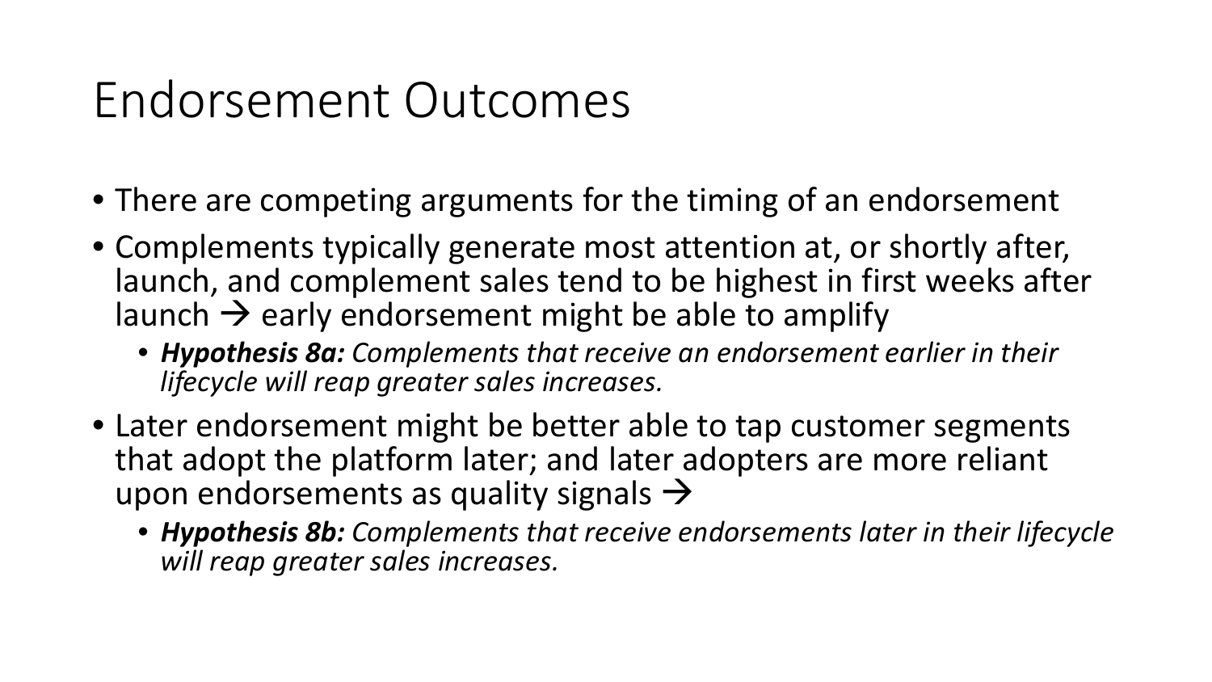# Endorsement Outcomes

- There are competing arguments for the timing of an endorsement
- Complements typically generate most attention at, or shortly after, launch, and complement sales tend to be highest in first weeks after launch → early endorsement might be able to amplify
  - ***Hypothesis 8a:*** *Complements that receive an endorsement earlier in their lifecycle will reap greater sales increases.*
- Later endorsement might be better able to tap customer segments that adopt the platform later; and later adopters are more reliant upon endorsements as quality signals →
  - ***Hypothesis 8b:*** *Complements that receive endorsements later in their lifecycle will reap greater sales increases.*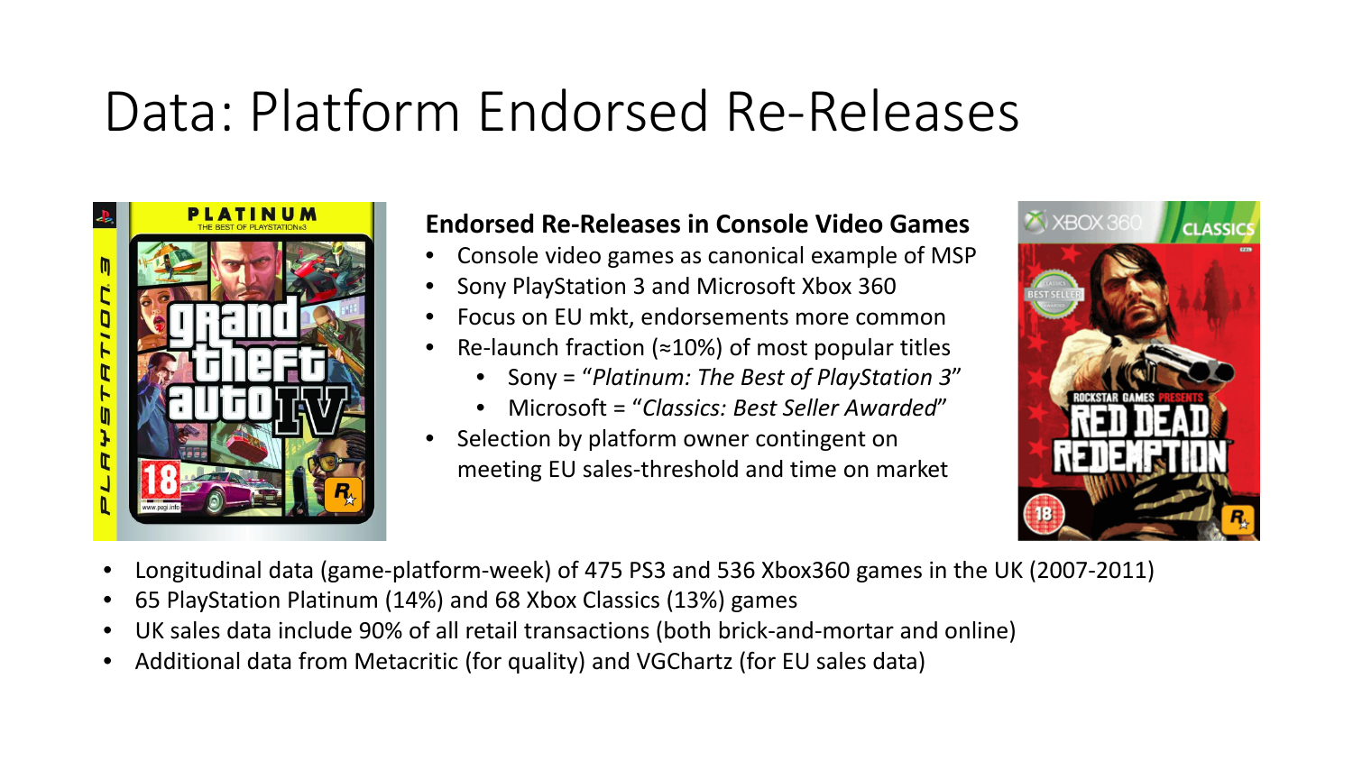# Data: Platform Endorsed Re-Releases

**Endorsed Re-Releases in Console Video Games**

- Console video games as canonical example of MSP
- Sony PlayStation 3 and Microsoft Xbox 360
- Focus on EU mkt, endorsements more common
- Re-launch fraction (≈10%) of most popular titles
  - Sony = "*Platinum: The Best of PlayStation 3*"
  - Microsoft = "*Classics: Best Seller Awarded*"
- Selection by platform owner contingent on meeting EU sales-threshold and time on market

- Longitudinal data (game-platform-week) of 475 PS3 and 536 Xbox360 games in the UK (2007-2011)
- 65 PlayStation Platinum (14%) and 68 Xbox Classics (13%) games
- UK sales data include 90% of all retail transactions (both brick-and-mortar and online)
- Additional data from Metacritic (for quality) and VGChartz (for EU sales data)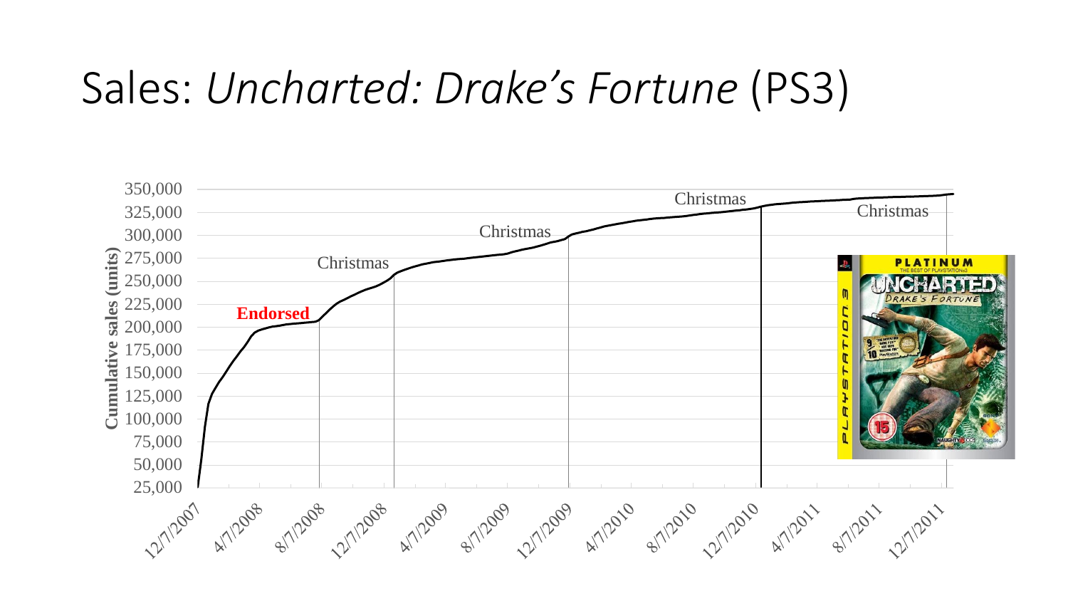# Sales: *Uncharted: Drake's Fortune* (PS3)

Cumulative sales (units)

350,000
325,000
300,000
275,000
250,000
225,000
200,000
175,000
150,000
125,000
100,000
75,000
50,000
25,000

12/7/2007, 4/7/2008, 8/7/2008, 12/7/2008, 4/7/2009, 8/7/2009, 12/7/2009, 4/7/2010, 8/7/2010, 12/7/2010, 4/7/2011, 8/7/2011, 12/7/2011

**Endorsed**

Christmas

Christmas

Christmas

Christmas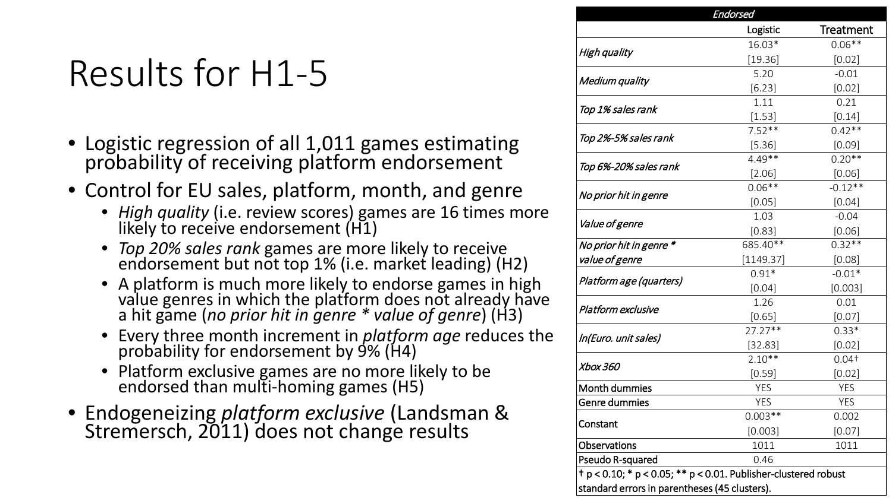# Results for H1-5

- Logistic regression of all 1,011 games estimating probability of receiving platform endorsement
- Control for EU sales, platform, month, and genre
  - *High quality* (i.e. review scores) games are 16 times more likely to receive endorsement (H1)
  - *Top 20% sales rank* games are more likely to receive endorsement but not top 1% (i.e. market leading) (H2)
  - A platform is much more likely to endorse games in high value genres in which the platform does not already have a hit game (*no prior hit in genre * value of genre*) (H3)
  - Every three month increment in *platform age* reduces the probability for endorsement by 9% (H4)
  - Platform exclusive games are no more likely to be endorsed than multi-homing games (H5)
- Endogeneizing *platform exclusive* (Landsman & Stremersch, 2011) does not change results

| *Endorsed* | | |
|---|---|---|
| | Logistic | Treatment |
| *High quality* | 16.03* | 0.06** |
| | [19.36] | [0.02] |
| *Medium quality* | 5.20 | -0.01 |
| | [6.23] | [0.02] |
| *Top 1% sales rank* | 1.11 | 0.21 |
| | [1.53] | [0.14] |
| *Top 2%-5% sales rank* | 7.52** | 0.42** |
| | [5.36] | [0.09] |
| *Top 6%-20% sales rank* | 4.49** | 0.20** |
| | [2.06] | [0.06] |
| *No prior hit in genre* | 0.06** | -0.12** |
| | [0.05] | [0.04] |
| *Value of genre* | 1.03 | -0.04 |
| | [0.83] | [0.06] |
| *No prior hit in genre * value of genre* | 685.40** | 0.32** |
| | [1149.37] | [0.08] |
| *Platform age (quarters)* | 0.91* | -0.01* |
| | [0.04] | [0.003] |
| *Platform exclusive* | 1.26 | 0.01 |
| | [0.65] | [0.07] |
| *ln(Euro. unit sales)* | 27.27** | 0.33* |
| | [32.83] | [0.02] |
| *Xbox 360* | 2.10** | 0.04† |
| | [0.59] | [0.02] |
| Month dummies | YES | YES |
| Genre dummies | YES | YES |
| Constant | 0.003** | 0.002 |
| | [0.003] | [0.07] |
| Observations | 1011 | 1011 |
| Pseudo R-squared | 0.46 | |

† $p < 0.10$; * $p < 0.05$; ** $p < 0.01$. Publisher-clustered robust standard errors in parentheses (45 clusters).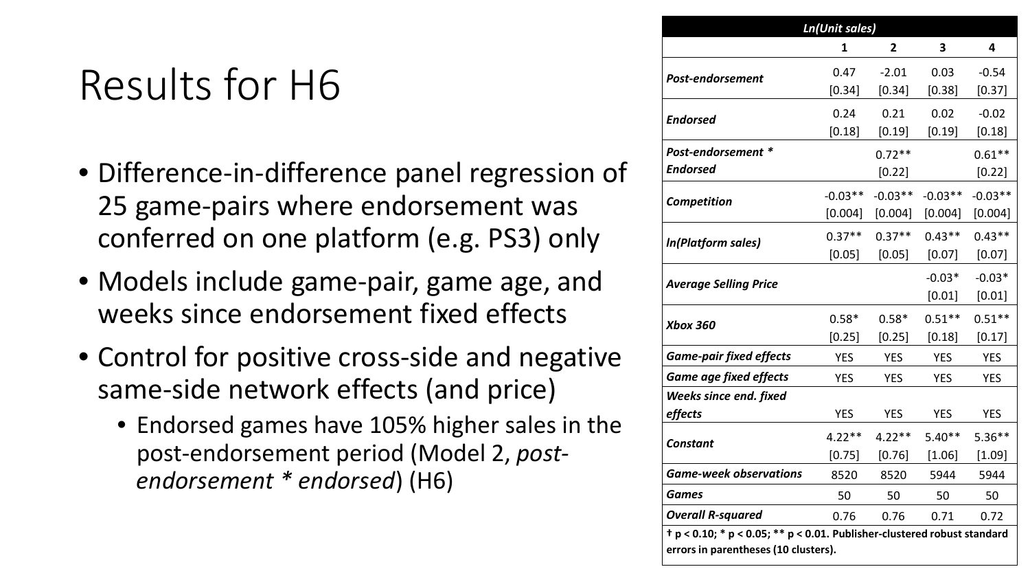# Results for H6

- Difference-in-difference panel regression of 25 game-pairs where endorsement was conferred on one platform (e.g. PS3) only
- Models include game-pair, game age, and weeks since endorsement fixed effects
- Control for positive cross-side and negative same-side network effects (and price)
  - Endorsed games have 105% higher sales in the post-endorsement period (Model 2, *post-endorsement * endorsed*) (H6)

| ***Ln(Unit sales)*** | | | | |
|---|---|---|---|---|
| | **1** | **2** | **3** | **4** |
| ***Post-endorsement*** | 0.47<br>[0.34] | -2.01<br>[0.34] | 0.03<br>[0.38] | -0.54<br>[0.37] |
| ***Endorsed*** | 0.24<br>[0.18] | 0.21<br>[0.19] | 0.02<br>[0.19] | -0.02<br>[0.18] |
| ***Post-endorsement * Endorsed*** | | 0.72**<br>[0.22] | | 0.61**<br>[0.22] |
| ***Competition*** | -0.03**<br>[0.004] | -0.03**<br>[0.004] | -0.03**<br>[0.004] | -0.03**<br>[0.004] |
| ***ln(Platform sales)*** | 0.37**<br>[0.05] | 0.37**<br>[0.05] | 0.43**<br>[0.07] | 0.43**<br>[0.07] |
| ***Average Selling Price*** | | | -0.03*<br>[0.01] | -0.03*<br>[0.01] |
| ***Xbox 360*** | 0.58*<br>[0.25] | 0.58*<br>[0.25] | 0.51**<br>[0.18] | 0.51**<br>[0.17] |
| ***Game-pair fixed effects*** | YES | YES | YES | YES |
| ***Game age fixed effects*** | YES | YES | YES | YES |
| ***Weeks since end. fixed effects*** | YES | YES | YES | YES |
| ***Constant*** | 4.22**<br>[0.75] | 4.22**<br>[0.76] | 5.40**<br>[1.06] | 5.36**<br>[1.09] |
| ***Game-week observations*** | 8520 | 8520 | 5944 | 5944 |
| ***Games*** | 50 | 50 | 50 | 50 |
| ***Overall R-squared*** | 0.76 | 0.76 | 0.71 | 0.72 |

**† $p < 0.10$; * $p < 0.05$; ** $p < 0.01$. Publisher-clustered robust standard errors in parentheses (10 clusters).**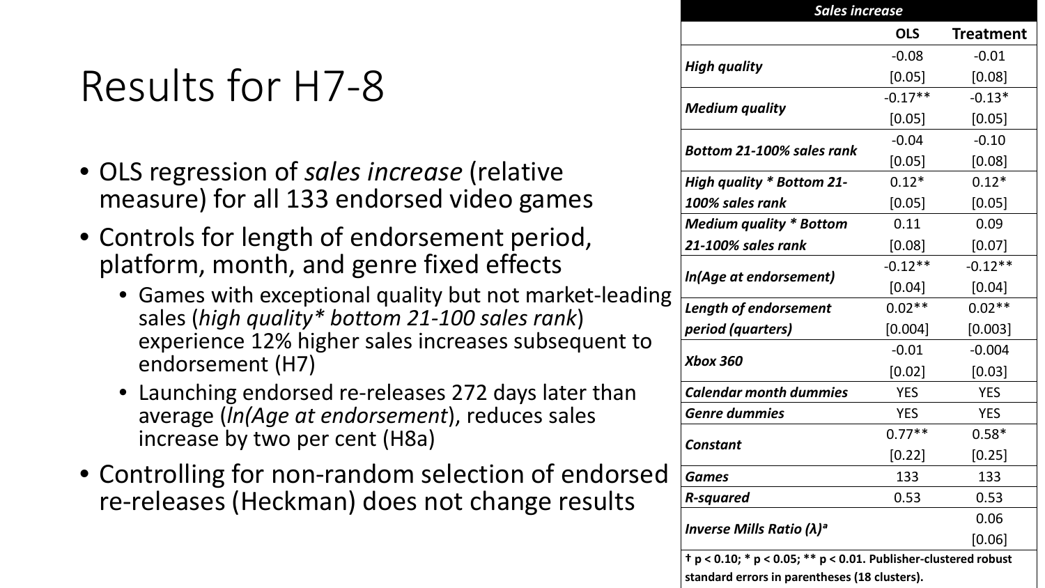# Results for H7-8

- OLS regression of *sales increase* (relative measure) for all 133 endorsed video games
- Controls for length of endorsement period, platform, month, and genre fixed effects
  - Games with exceptional quality but not market-leading sales (*high quality* bottom 21-100 sales rank*) experience 12% higher sales increases subsequent to endorsement (H7)
  - Launching endorsed re-releases 272 days later than average (*ln(Age at endorsement*), reduces sales increase by two per cent (H8a)
- Controlling for non-random selection of endorsed re-releases (Heckman) does not change results

| ***Sales increase*** | | |
|---|---|---|
| | **OLS** | **Treatment** |
| ***High quality*** | -0.08 | -0.01 |
| | [0.05] | [0.08] |
| ***Medium quality*** | -0.17** | -0.13* |
| | [0.05] | [0.05] |
| ***Bottom 21-100% sales rank*** | -0.04 | -0.10 |
| | [0.05] | [0.08] |
| ***High quality * Bottom 21-100% sales rank*** | 0.12* | 0.12* |
| | [0.05] | [0.05] |
| ***Medium quality * Bottom 21-100% sales rank*** | 0.11 | 0.09 |
| | [0.08] | [0.07] |
| ***ln(Age at endorsement)*** | -0.12** | -0.12** |
| | [0.04] | [0.04] |
| ***Length of endorsement period (quarters)*** | 0.02** | 0.02** |
| | [0.004] | [0.003] |
| ***Xbox 360*** | -0.01 | -0.004 |
| | [0.02] | [0.03] |
| ***Calendar month dummies*** | YES | YES |
| ***Genre dummies*** | YES | YES |
| ***Constant*** | 0.77** | 0.58* |
| | [0.22] | [0.25] |
| ***Games*** | 133 | 133 |
| ***R-squared*** | 0.53 | 0.53 |
| ***Inverse Mills Ratio (λ)***[a] | | 0.06 |
| | | [0.06] |

**† $p < 0.10$; * $p < 0.05$; ** $p < 0.01$. Publisher-clustered robust standard errors in parentheses (18 clusters).**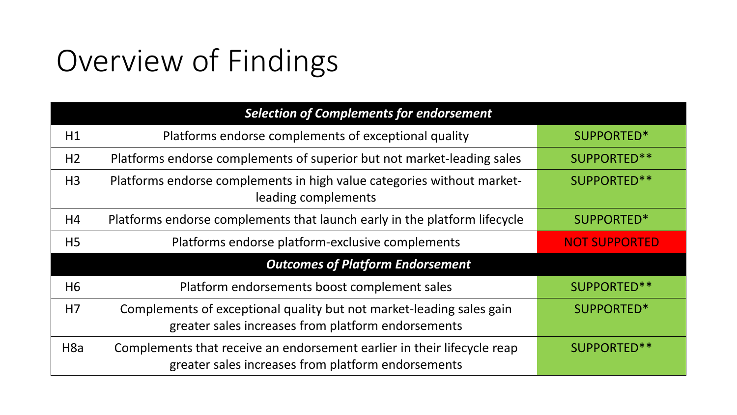# Overview of Findings

| | *Selection of Complements for endorsement* | |
|---|---|---|
| H1 | Platforms endorse complements of exceptional quality | SUPPORTED* |
| H2 | Platforms endorse complements of superior but not market-leading sales | SUPPORTED** |
| H3 | Platforms endorse complements in high value categories without market-leading complements | SUPPORTED** |
| H4 | Platforms endorse complements that launch early in the platform lifecycle | SUPPORTED* |
| H5 | Platforms endorse platform-exclusive complements | NOT SUPPORTED |
| | ***Outcomes of Platform Endorsement*** | |
| H6 | Platform endorsements boost complement sales | SUPPORTED** |
| H7 | Complements of exceptional quality but not market-leading sales gain greater sales increases from platform endorsements | SUPPORTED* |
| H8a | Complements that receive an endorsement earlier in their lifecycle reap greater sales increases from platform endorsements | SUPPORTED** |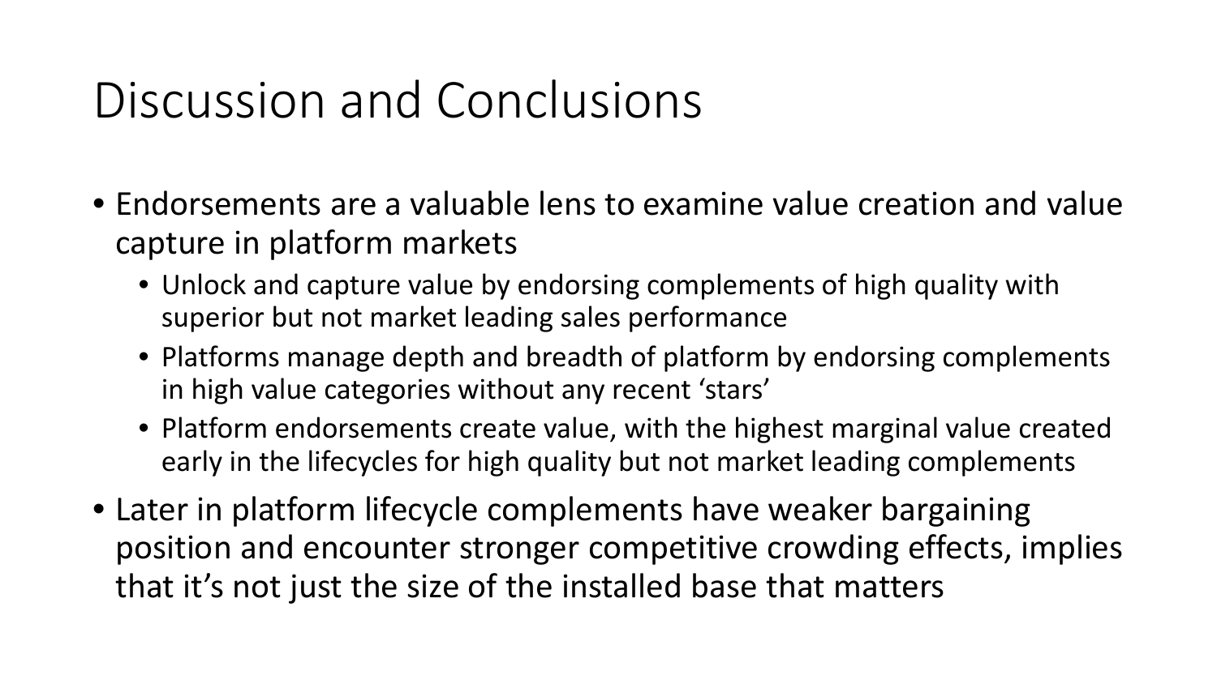# Discussion and Conclusions

- Endorsements are a valuable lens to examine value creation and value capture in platform markets
  - Unlock and capture value by endorsing complements of high quality with superior but not market leading sales performance
  - Platforms manage depth and breadth of platform by endorsing complements in high value categories without any recent 'stars'
  - Platform endorsements create value, with the highest marginal value created early in the lifecycles for high quality but not market leading complements
- Later in platform lifecycle complements have weaker bargaining position and encounter stronger competitive crowding effects, implies that it's not just the size of the installed base that matters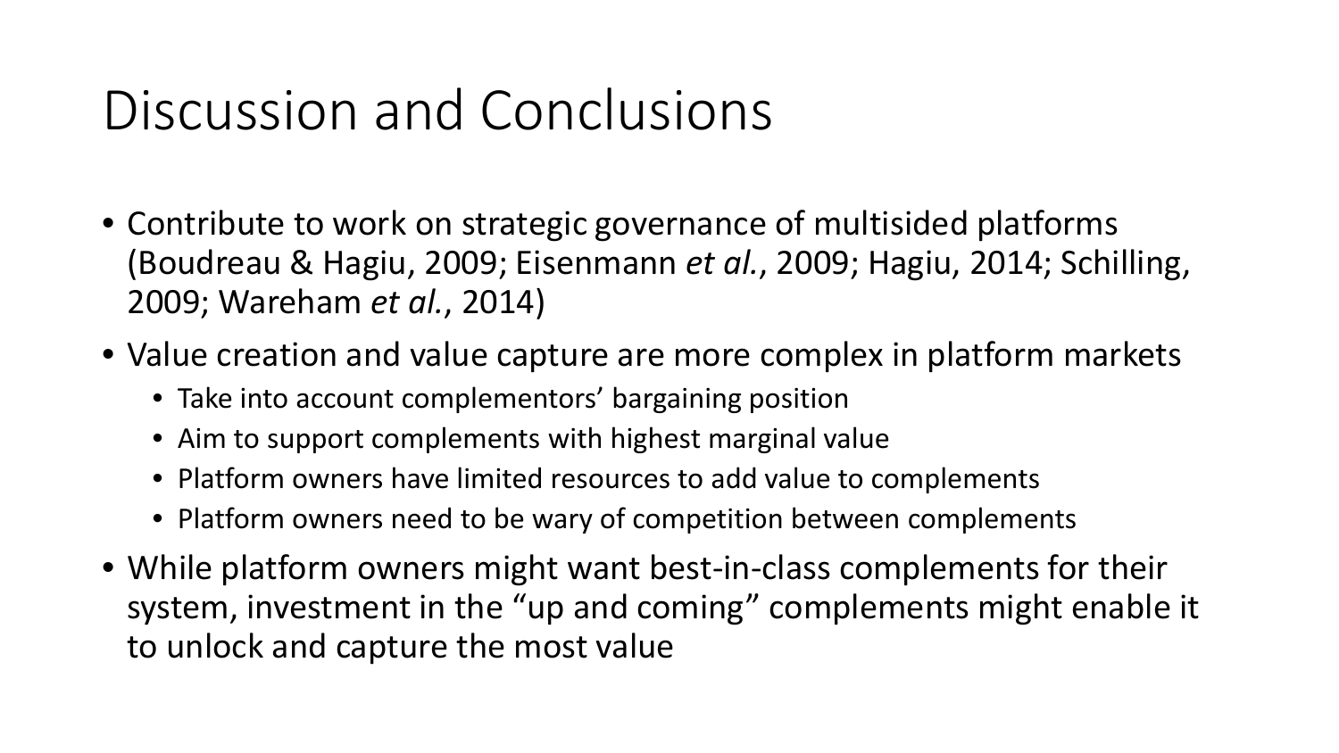# Discussion and Conclusions

- Contribute to work on strategic governance of multisided platforms (Boudreau & Hagiu, 2009; Eisenmann *et al.*, 2009; Hagiu, 2014; Schilling, 2009; Wareham *et al.*, 2014)
- Value creation and value capture are more complex in platform markets
  - Take into account complementors' bargaining position
  - Aim to support complements with highest marginal value
  - Platform owners have limited resources to add value to complements
  - Platform owners need to be wary of competition between complements
- While platform owners might want best-in-class complements for their system, investment in the "up and coming" complements might enable it to unlock and capture the most value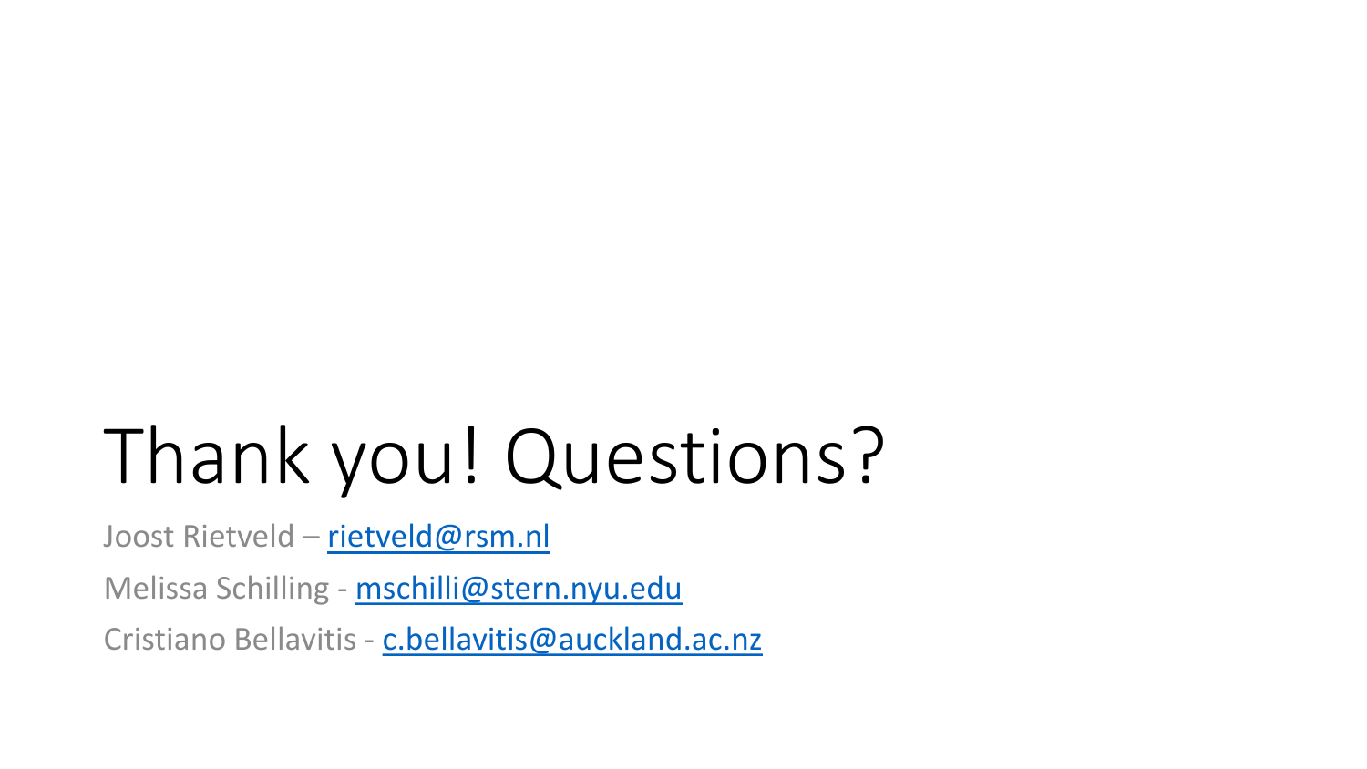# Thank you! Questions?

Joost Rietveld – rietveld@rsm.nl

Melissa Schilling - mschilli@stern.nyu.edu

Cristiano Bellavitis - c.bellavitis@auckland.ac.nz